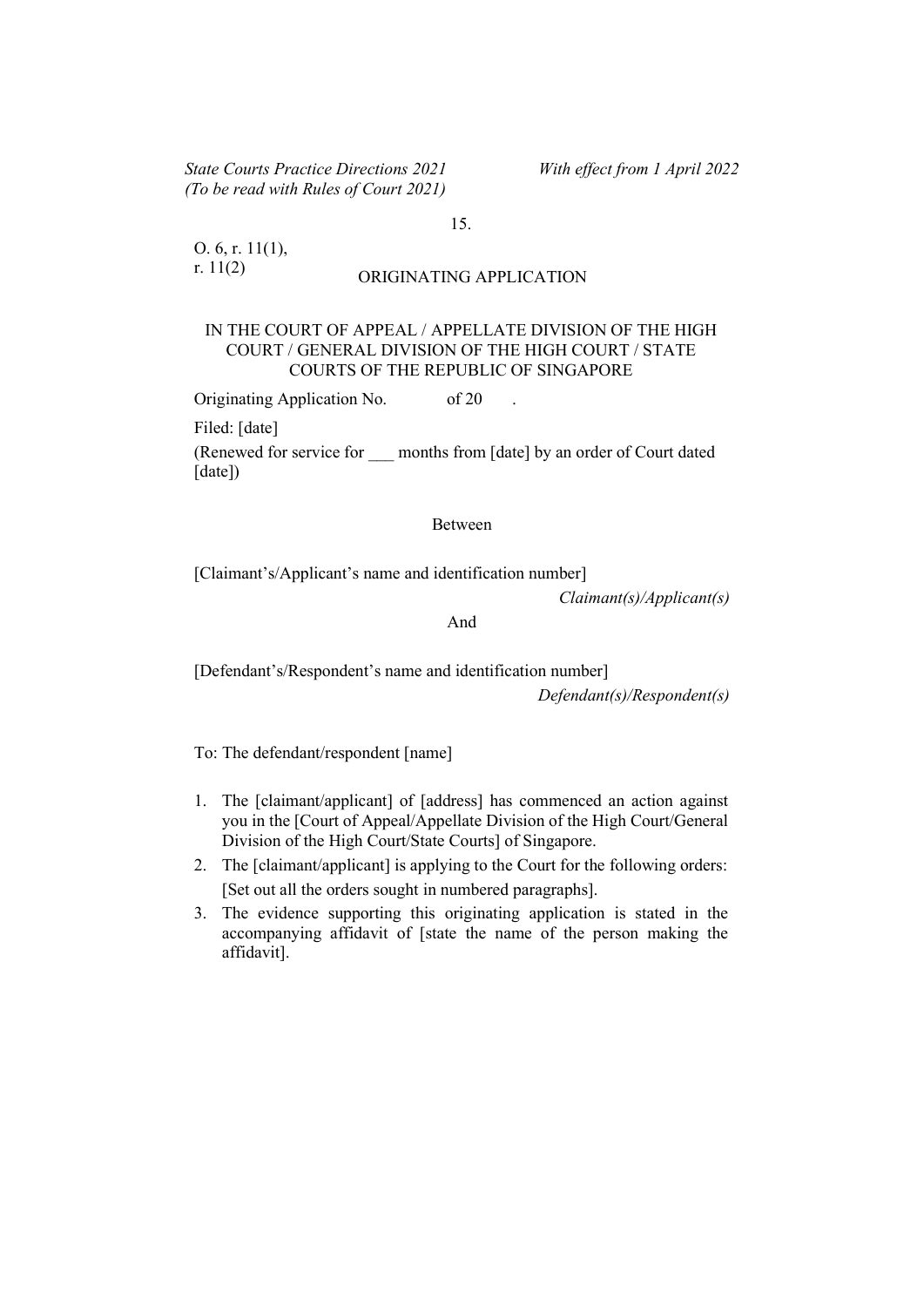15.

O. 6, r. 11(1), r. 11(2)

## ORIGINATING APPLICATION

IN THE COURT OF APPEAL / APPELLATE DIVISION OF THE HIGH COURT / GENERAL DIVISION OF THE HIGH COURT / STATE COURTS OF THE REPUBLIC OF SINGAPORE

Originating Application No. of 20 .

Filed: [date]

(Renewed for service for ___ months from [date] by an order of Court dated [date])

Between

[Claimant's/Applicant's name and identification number]

*Claimant(s)/Applicant(s)*

And

[Defendant's/Respondent's name and identification number]

*Defendant(s)/Respondent(s)*

To: The defendant/respondent [name]

1. The [claimant/applicant] of [address] has commenced an action against you in the [Court of Appeal/Appellate Division of the High Court/General Division of the High Court/State Courts] of Singapore.
2. The [claimant/applicant] is applying to the Court for the following orders: [Set out all the orders sought in numbered paragraphs].
3. The evidence supporting this originating application is stated in the accompanying affidavit of [state the name of the person making the affidavit].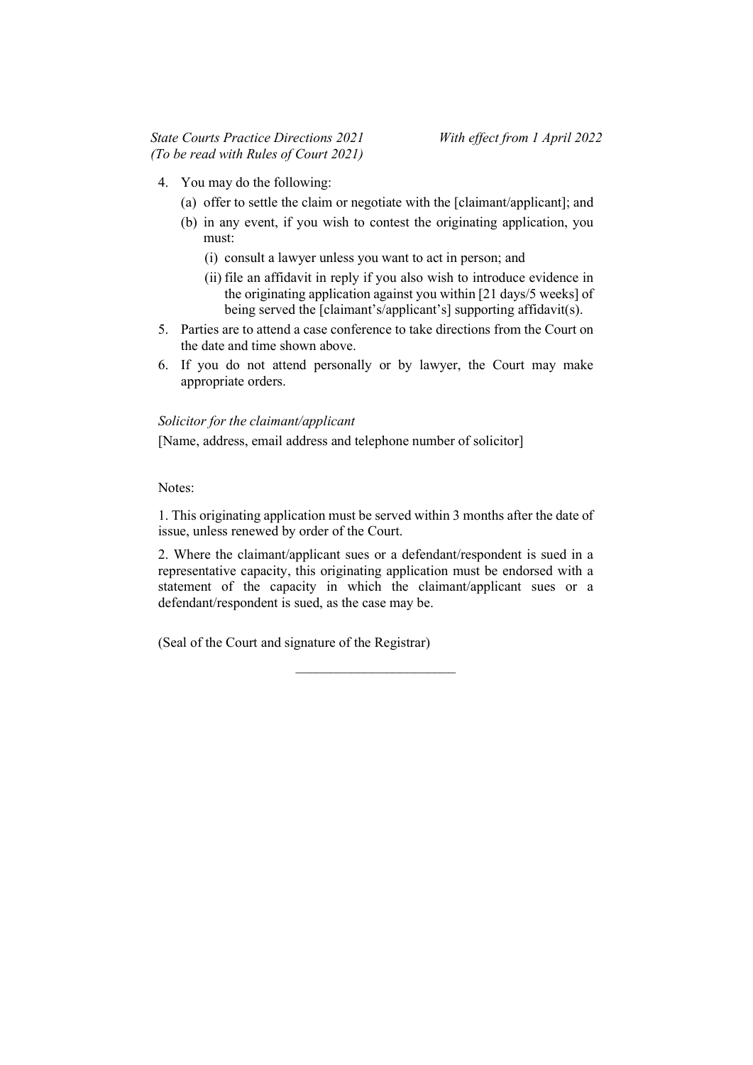4. You may do the following:
   (a) offer to settle the claim or negotiate with the [claimant/applicant]; and
   (b) in any event, if you wish to contest the originating application, you must:
      (i) consult a lawyer unless you want to act in person; and
      (ii) file an affidavit in reply if you also wish to introduce evidence in the originating application against you within [21 days/5 weeks] of being served the [claimant's/applicant's] supporting affidavit(s).
5. Parties are to attend a case conference to take directions from the Court on the date and time shown above.
6. If you do not attend personally or by lawyer, the Court may make appropriate orders.

*Solicitor for the claimant/applicant*

[Name, address, email address and telephone number of solicitor]

Notes:

1. This originating application must be served within 3 months after the date of issue, unless renewed by order of the Court.

2. Where the claimant/applicant sues or a defendant/respondent is sued in a representative capacity, this originating application must be endorsed with a statement of the capacity in which the claimant/applicant sues or a defendant/respondent is sued, as the case may be.

(Seal of the Court and signature of the Registrar)

---